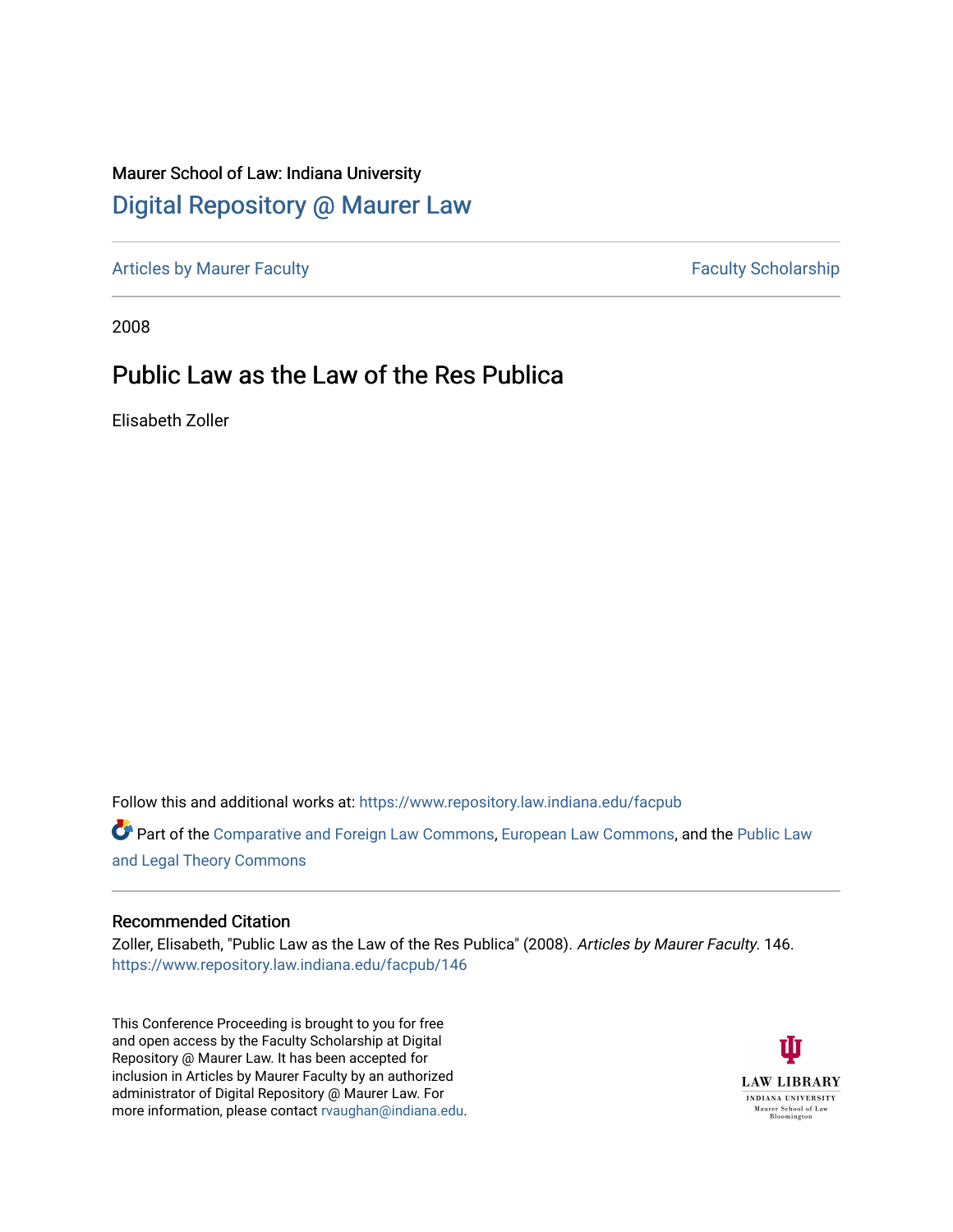Maurer School of Law: Indiana University

# Digital Repository @ Maurer Law

Articles by Maurer Faculty | Faculty Scholarship

2008

## Public Law as the Law of the Res Publica

Elisabeth Zoller

Follow this and additional works at: https://www.repository.law.indiana.edu/facpub

Part of the Comparative and Foreign Law Commons, European Law Commons, and the Public Law and Legal Theory Commons

### Recommended Citation

Zoller, Elisabeth, "Public Law as the Law of the Res Publica" (2008). *Articles by Maurer Faculty*. 146.
https://www.repository.law.indiana.edu/facpub/146

This Conference Proceeding is brought to you for free and open access by the Faculty Scholarship at Digital Repository @ Maurer Law. It has been accepted for inclusion in Articles by Maurer Faculty by an authorized administrator of Digital Repository @ Maurer Law. For more information, please contact rvaughan@indiana.edu.

LAW LIBRARY
INDIANA UNIVERSITY
Maurer School of Law
Bloomington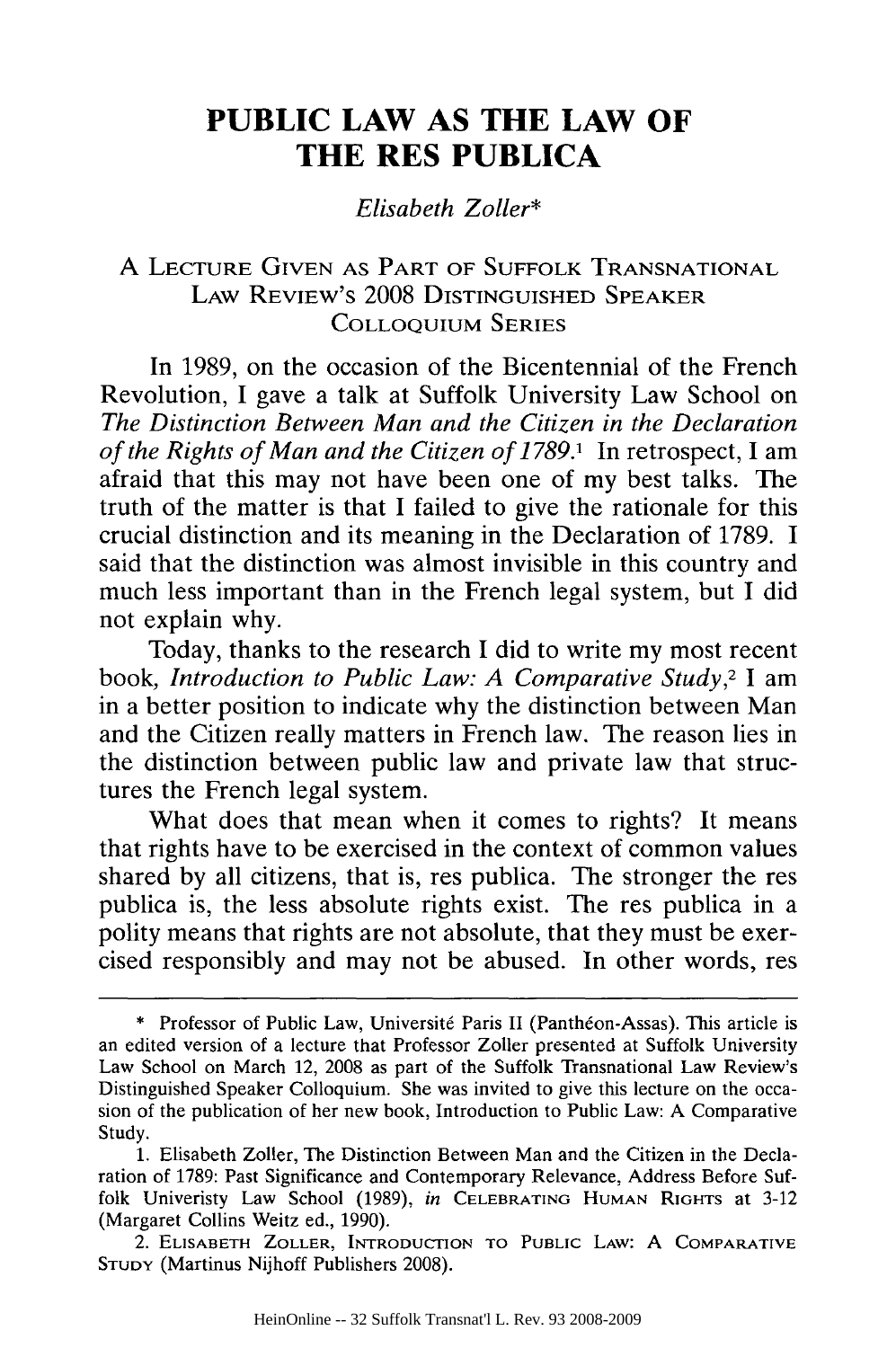# PUBLIC LAW AS THE LAW OF THE RES PUBLICA

*Elisabeth Zoller\**

A LECTURE GIVEN AS PART OF SUFFOLK TRANSNATIONAL LAW REVIEW'S 2008 DISTINGUISHED SPEAKER COLLOQUIUM SERIES

In 1989, on the occasion of the Bicentennial of the French Revolution, I gave a talk at Suffolk University Law School on *The Distinction Between Man and the Citizen in the Declaration of the Rights of Man and the Citizen of 1789.*[1] In retrospect, I am afraid that this may not have been one of my best talks. The truth of the matter is that I failed to give the rationale for this crucial distinction and its meaning in the Declaration of 1789. I said that the distinction was almost invisible in this country and much less important than in the French legal system, but I did not explain why.

Today, thanks to the research I did to write my most recent book, *Introduction to Public Law: A Comparative Study*,[2] I am in a better position to indicate why the distinction between Man and the Citizen really matters in French law. The reason lies in the distinction between public law and private law that structures the French legal system.

What does that mean when it comes to rights? It means that rights have to be exercised in the context of common values shared by all citizens, that is, res publica. The stronger the res publica is, the less absolute rights exist. The res publica in a polity means that rights are not absolute, that they must be exercised responsibly and may not be abused. In other words, res

---

\* Professor of Public Law, Université Paris II (Panthéon-Assas). This article is an edited version of a lecture that Professor Zoller presented at Suffolk University Law School on March 12, 2008 as part of the Suffolk Transnational Law Review's Distinguished Speaker Colloquium. She was invited to give this lecture on the occasion of the publication of her new book, Introduction to Public Law: A Comparative Study.

1. Elisabeth Zoller, The Distinction Between Man and the Citizen in the Declaration of 1789: Past Significance and Contemporary Relevance, Address Before Suffolk Univeristy Law School (1989), *in* CELEBRATING HUMAN RIGHTS at 3-12 (Margaret Collins Weitz ed., 1990).

2. ELISABETH ZOLLER, INTRODUCTION TO PUBLIC LAW: A COMPARATIVE STUDY (Martinus Nijhoff Publishers 2008).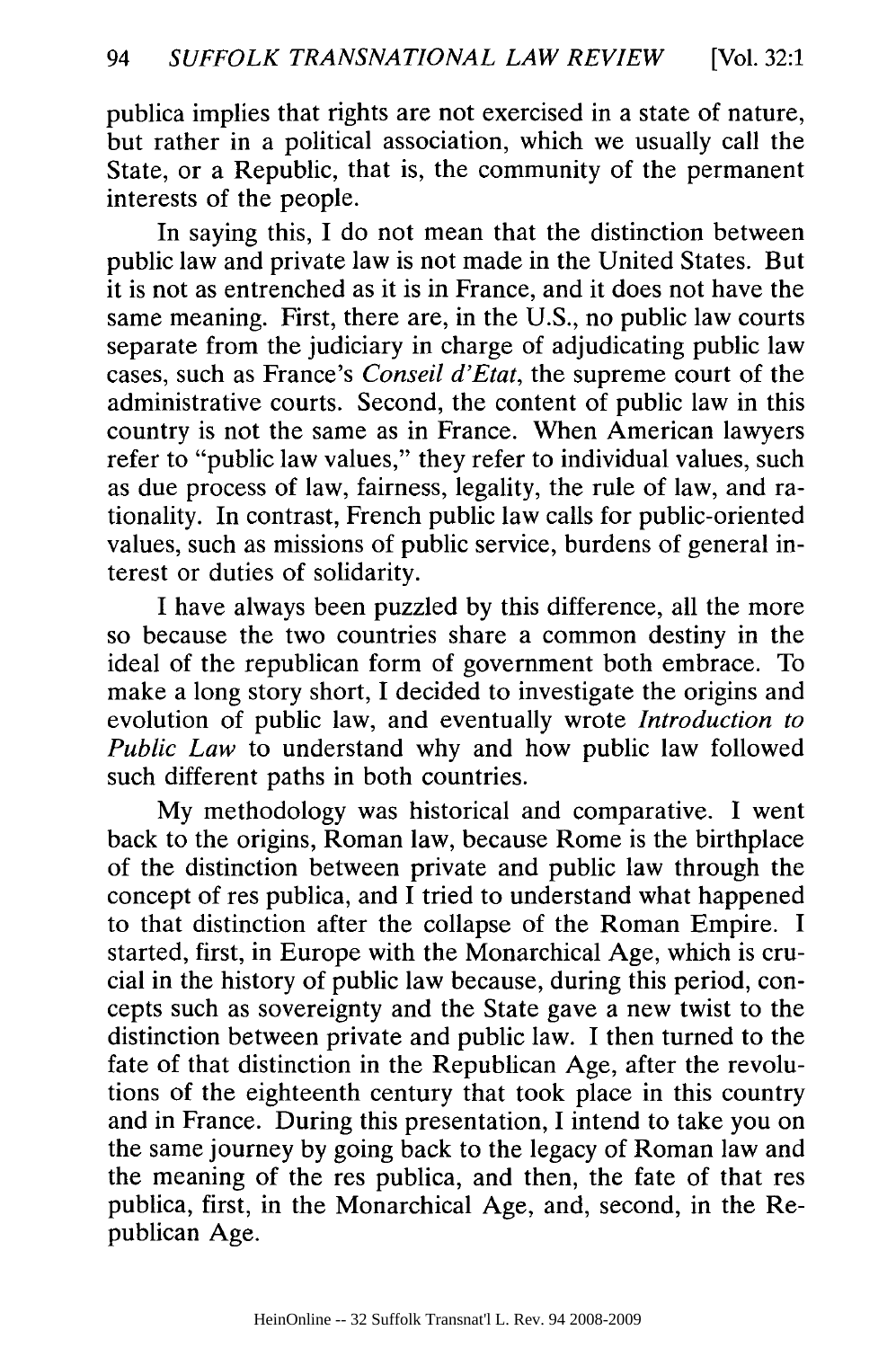publica implies that rights are not exercised in a state of nature, but rather in a political association, which we usually call the State, or a Republic, that is, the community of the permanent interests of the people.

In saying this, I do not mean that the distinction between public law and private law is not made in the United States. But it is not as entrenched as it is in France, and it does not have the same meaning. First, there are, in the U.S., no public law courts separate from the judiciary in charge of adjudicating public law cases, such as France's *Conseil d'Etat*, the supreme court of the administrative courts. Second, the content of public law in this country is not the same as in France. When American lawyers refer to "public law values," they refer to individual values, such as due process of law, fairness, legality, the rule of law, and rationality. In contrast, French public law calls for public-oriented values, such as missions of public service, burdens of general interest or duties of solidarity.

I have always been puzzled by this difference, all the more so because the two countries share a common destiny in the ideal of the republican form of government both embrace. To make a long story short, I decided to investigate the origins and evolution of public law, and eventually wrote *Introduction to Public Law* to understand why and how public law followed such different paths in both countries.

My methodology was historical and comparative. I went back to the origins, Roman law, because Rome is the birthplace of the distinction between private and public law through the concept of res publica, and I tried to understand what happened to that distinction after the collapse of the Roman Empire. I started, first, in Europe with the Monarchical Age, which is crucial in the history of public law because, during this period, concepts such as sovereignty and the State gave a new twist to the distinction between private and public law. I then turned to the fate of that distinction in the Republican Age, after the revolutions of the eighteenth century that took place in this country and in France. During this presentation, I intend to take you on the same journey by going back to the legacy of Roman law and the meaning of the res publica, and then, the fate of that res publica, first, in the Monarchical Age, and, second, in the Republican Age.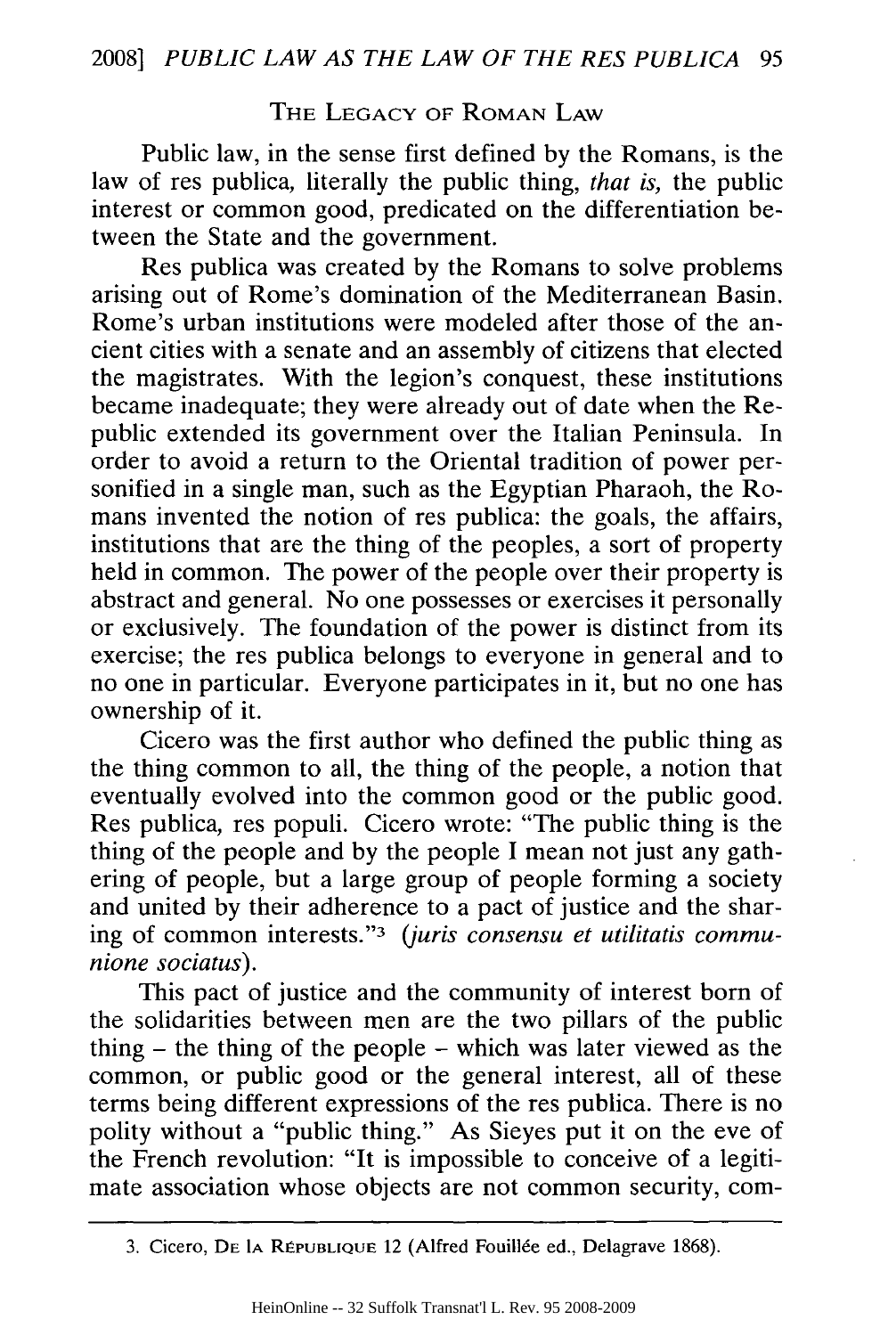## The Legacy of Roman Law

Public law, in the sense first defined by the Romans, is the law of res publica, literally the public thing, *that is,* the public interest or common good, predicated on the differentiation between the State and the government.

Res publica was created by the Romans to solve problems arising out of Rome's domination of the Mediterranean Basin. Rome's urban institutions were modeled after those of the ancient cities with a senate and an assembly of citizens that elected the magistrates. With the legion's conquest, these institutions became inadequate; they were already out of date when the Republic extended its government over the Italian Peninsula. In order to avoid a return to the Oriental tradition of power personified in a single man, such as the Egyptian Pharaoh, the Romans invented the notion of res publica: the goals, the affairs, institutions that are the thing of the peoples, a sort of property held in common. The power of the people over their property is abstract and general. No one possesses or exercises it personally or exclusively. The foundation of the power is distinct from its exercise; the res publica belongs to everyone in general and to no one in particular. Everyone participates in it, but no one has ownership of it.

Cicero was the first author who defined the public thing as the thing common to all, the thing of the people, a notion that eventually evolved into the common good or the public good. Res publica, res populi. Cicero wrote: "The public thing is the thing of the people and by the people I mean not just any gathering of people, but a large group of people forming a society and united by their adherence to a pact of justice and the sharing of common interests."[3] (*juris consensu et utilitatis communione sociatus*).

This pact of justice and the community of interest born of the solidarities between men are the two pillars of the public thing – the thing of the people – which was later viewed as the common, or public good or the general interest, all of these terms being different expressions of the res publica. There is no polity without a "public thing." As Sieyes put it on the eve of the French revolution: "It is impossible to conceive of a legitimate association whose objects are not common security, com-

---

3. Cicero, De la République 12 (Alfred Fouillée ed., Delagrave 1868).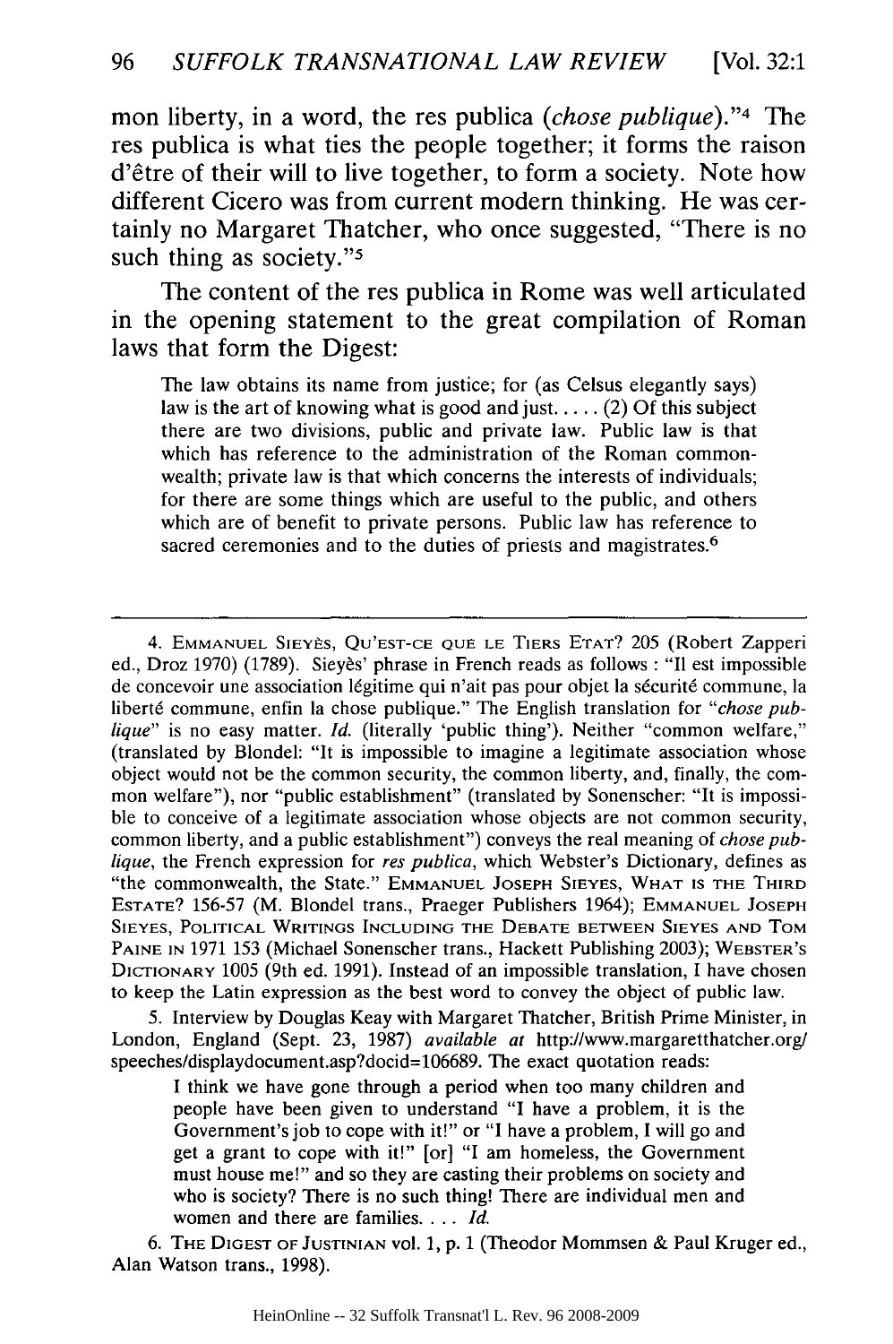mon liberty, in a word, the res publica (*chose publique*)."[4] The res publica is what ties the people together; it forms the raison d'être of their will to live together, to form a society. Note how different Cicero was from current modern thinking. He was certainly no Margaret Thatcher, who once suggested, "There is no such thing as society."[5]

The content of the res publica in Rome was well articulated in the opening statement to the great compilation of Roman laws that form the Digest:

> The law obtains its name from justice; for (as Celsus elegantly says) law is the art of knowing what is good and just..... (2) Of this subject there are two divisions, public and private law. Public law is that which has reference to the administration of the Roman commonwealth; private law is that which concerns the interests of individuals; for there are some things which are useful to the public, and others which are of benefit to private persons. Public law has reference to sacred ceremonies and to the duties of priests and magistrates.[6]

---

4. EMMANUEL SIEYÈS, QU'EST-CE QUE LE TIERS ETAT? 205 (Robert Zapperi ed., Droz 1970) (1789). Sieyès' phrase in French reads as follows : "Il est impossible de concevoir une association légitime qui n'ait pas pour objet la sécurité commune, la liberté commune, enfin la chose publique." The English translation for *"chose publique"* is no easy matter. *Id.* (literally 'public thing'). Neither "common welfare," (translated by Blondel: "It is impossible to imagine a legitimate association whose object would not be the common security, the common liberty, and, finally, the common welfare"), nor "public establishment" (translated by Sonenscher: "It is impossible to conceive of a legitimate association whose objects are not common security, common liberty, and a public establishment") conveys the real meaning of *chose publique*, the French expression for *res publica*, which Webster's Dictionary, defines as "the commonwealth, the State." EMMANUEL JOSEPH SIEYES, WHAT IS THE THIRD ESTATE? 156-57 (M. Blondel trans., Praeger Publishers 1964); EMMANUEL JOSEPH SIEYES, POLITICAL WRITINGS INCLUDING THE DEBATE BETWEEN SIEYES AND TOM PAINE IN 1971 153 (Michael Sonenscher trans., Hackett Publishing 2003); WEBSTER'S DICTIONARY 1005 (9th ed. 1991). Instead of an impossible translation, I have chosen to keep the Latin expression as the best word to convey the object of public law.

5. Interview by Douglas Keay with Margaret Thatcher, British Prime Minister, in London, England (Sept. 23, 1987) *available at* http://www.margaretthatcher.org/speeches/displaydocument.asp?docid=106689. The exact quotation reads:

> I think we have gone through a period when too many children and people have been given to understand "I have a problem, it is the Government's job to cope with it!" or "I have a problem, I will go and get a grant to cope with it!" [or] "I am homeless, the Government must house me!" and so they are casting their problems on society and who is society? There is no such thing! There are individual men and women and there are families. . . . *Id.*

6. THE DIGEST OF JUSTINIAN vol. 1, p. 1 (Theodor Mommsen & Paul Kruger ed., Alan Watson trans., 1998).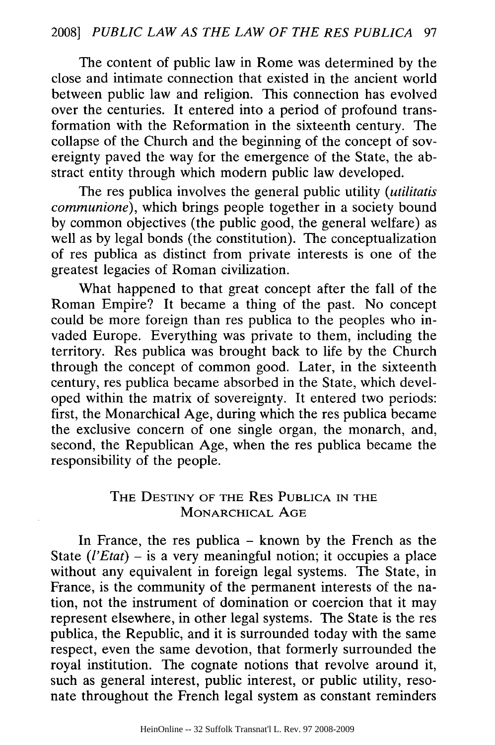The content of public law in Rome was determined by the close and intimate connection that existed in the ancient world between public law and religion. This connection has evolved over the centuries. It entered into a period of profound transformation with the Reformation in the sixteenth century. The collapse of the Church and the beginning of the concept of sovereignty paved the way for the emergence of the State, the abstract entity through which modern public law developed.

The res publica involves the general public utility (*utilitatis communione*), which brings people together in a society bound by common objectives (the public good, the general welfare) as well as by legal bonds (the constitution). The conceptualization of res publica as distinct from private interests is one of the greatest legacies of Roman civilization.

What happened to that great concept after the fall of the Roman Empire? It became a thing of the past. No concept could be more foreign than res publica to the peoples who invaded Europe. Everything was private to them, including the territory. Res publica was brought back to life by the Church through the concept of common good. Later, in the sixteenth century, res publica became absorbed in the State, which developed within the matrix of sovereignty. It entered two periods: first, the Monarchical Age, during which the res publica became the exclusive concern of one single organ, the monarch, and, second, the Republican Age, when the res publica became the responsibility of the people.

## The Destiny of the Res Publica in the Monarchical Age

In France, the res publica – known by the French as the State (*l'Etat*) – is a very meaningful notion; it occupies a place without any equivalent in foreign legal systems. The State, in France, is the community of the permanent interests of the nation, not the instrument of domination or coercion that it may represent elsewhere, in other legal systems. The State is the res publica, the Republic, and it is surrounded today with the same respect, even the same devotion, that formerly surrounded the royal institution. The cognate notions that revolve around it, such as general interest, public interest, or public utility, resonate throughout the French legal system as constant reminders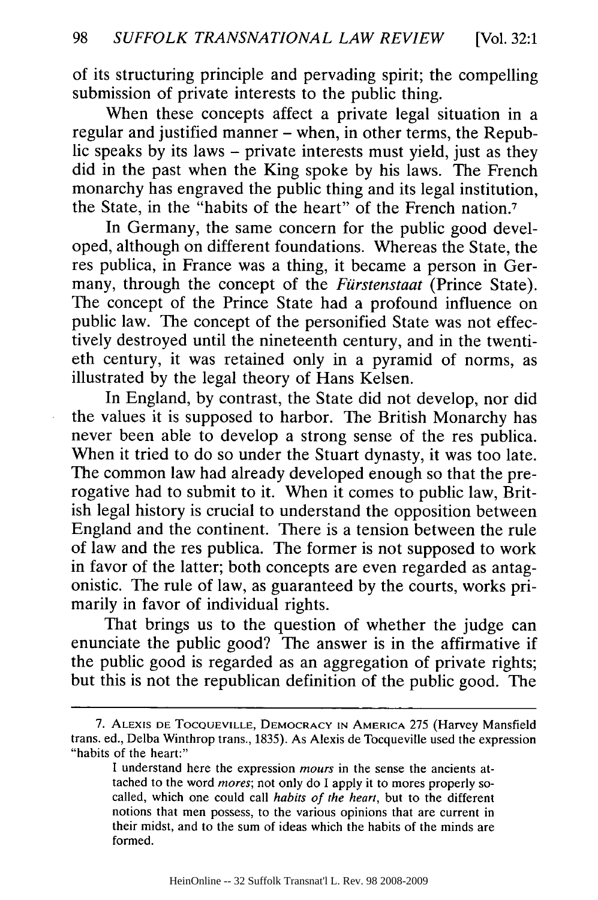of its structuring principle and pervading spirit; the compelling submission of private interests to the public thing.

When these concepts affect a private legal situation in a regular and justified manner – when, in other terms, the Republic speaks by its laws – private interests must yield, just as they did in the past when the King spoke by his laws. The French monarchy has engraved the public thing and its legal institution, the State, in the "habits of the heart" of the French nation.[7]

In Germany, the same concern for the public good developed, although on different foundations. Whereas the State, the res publica, in France was a thing, it became a person in Germany, through the concept of the *Fürstenstaat* (Prince State). The concept of the Prince State had a profound influence on public law. The concept of the personified State was not effectively destroyed until the nineteenth century, and in the twentieth century, it was retained only in a pyramid of norms, as illustrated by the legal theory of Hans Kelsen.

In England, by contrast, the State did not develop, nor did the values it is supposed to harbor. The British Monarchy has never been able to develop a strong sense of the res publica. When it tried to do so under the Stuart dynasty, it was too late. The common law had already developed enough so that the prerogative had to submit to it. When it comes to public law, British legal history is crucial to understand the opposition between England and the continent. There is a tension between the rule of law and the res publica. The former is not supposed to work in favor of the latter; both concepts are even regarded as antagonistic. The rule of law, as guaranteed by the courts, works primarily in favor of individual rights.

That brings us to the question of whether the judge can enunciate the public good? The answer is in the affirmative if the public good is regarded as an aggregation of private rights; but this is not the republican definition of the public good. The

---

7. ALEXIS DE TOCQUEVILLE, DEMOCRACY IN AMERICA 275 (Harvey Mansfield trans. ed., Delba Winthrop trans., 1835). As Alexis de Tocqueville used the expression "habits of the heart:"

> I understand here the expression *mours* in the sense the ancients attached to the word *mores*; not only do I apply it to mores properly so-called, which one could call *habits of the heart*, but to the different notions that men possess, to the various opinions that are current in their midst, and to the sum of ideas which the habits of the minds are formed.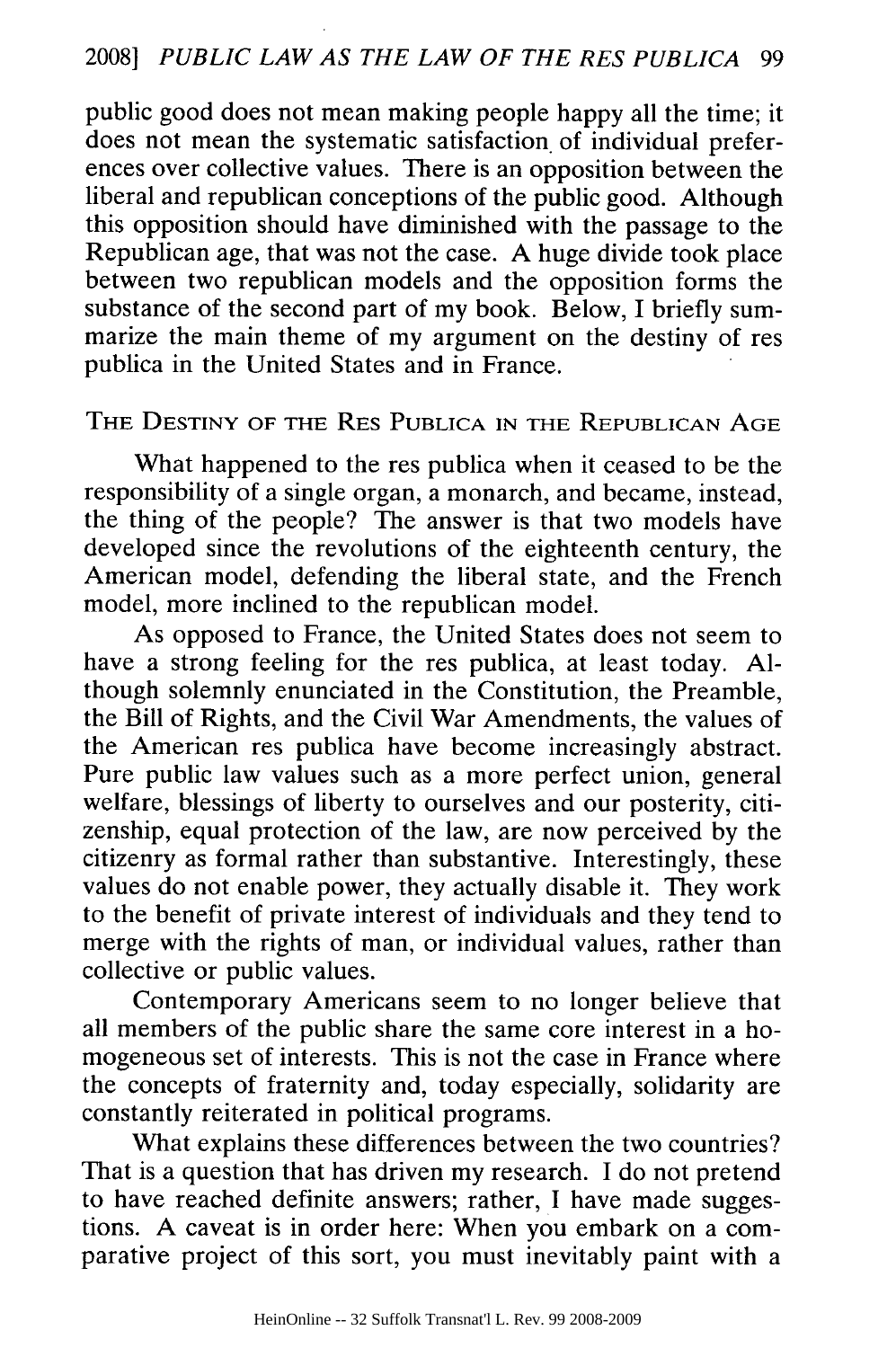public good does not mean making people happy all the time; it does not mean the systematic satisfaction of individual preferences over collective values. There is an opposition between the liberal and republican conceptions of the public good. Although this opposition should have diminished with the passage to the Republican age, that was not the case. A huge divide took place between two republican models and the opposition forms the substance of the second part of my book. Below, I briefly summarize the main theme of my argument on the destiny of res publica in the United States and in France.

## THE DESTINY OF THE RES PUBLICA IN THE REPUBLICAN AGE

What happened to the res publica when it ceased to be the responsibility of a single organ, a monarch, and became, instead, the thing of the people? The answer is that two models have developed since the revolutions of the eighteenth century, the American model, defending the liberal state, and the French model, more inclined to the republican model.

As opposed to France, the United States does not seem to have a strong feeling for the res publica, at least today. Although solemnly enunciated in the Constitution, the Preamble, the Bill of Rights, and the Civil War Amendments, the values of the American res publica have become increasingly abstract. Pure public law values such as a more perfect union, general welfare, blessings of liberty to ourselves and our posterity, citizenship, equal protection of the law, are now perceived by the citizenry as formal rather than substantive. Interestingly, these values do not enable power, they actually disable it. They work to the benefit of private interest of individuals and they tend to merge with the rights of man, or individual values, rather than collective or public values.

Contemporary Americans seem to no longer believe that all members of the public share the same core interest in a homogeneous set of interests. This is not the case in France where the concepts of fraternity and, today especially, solidarity are constantly reiterated in political programs.

What explains these differences between the two countries? That is a question that has driven my research. I do not pretend to have reached definite answers; rather, I have made suggestions. A caveat is in order here: When you embark on a comparative project of this sort, you must inevitably paint with a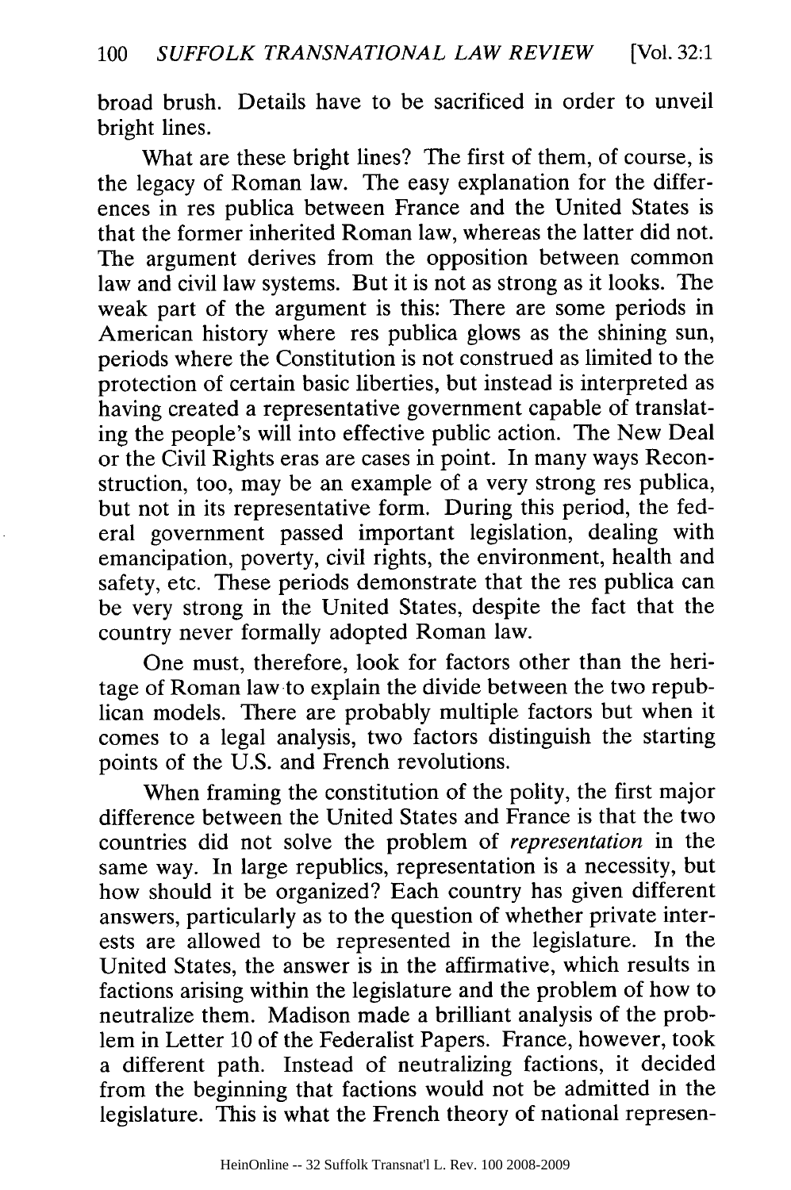broad brush. Details have to be sacrificed in order to unveil bright lines.

What are these bright lines? The first of them, of course, is the legacy of Roman law. The easy explanation for the differences in res publica between France and the United States is that the former inherited Roman law, whereas the latter did not. The argument derives from the opposition between common law and civil law systems. But it is not as strong as it looks. The weak part of the argument is this: There are some periods in American history where res publica glows as the shining sun, periods where the Constitution is not construed as limited to the protection of certain basic liberties, but instead is interpreted as having created a representative government capable of translating the people's will into effective public action. The New Deal or the Civil Rights eras are cases in point. In many ways Reconstruction, too, may be an example of a very strong res publica, but not in its representative form. During this period, the federal government passed important legislation, dealing with emancipation, poverty, civil rights, the environment, health and safety, etc. These periods demonstrate that the res publica can be very strong in the United States, despite the fact that the country never formally adopted Roman law.

One must, therefore, look for factors other than the heritage of Roman law to explain the divide between the two republican models. There are probably multiple factors but when it comes to a legal analysis, two factors distinguish the starting points of the U.S. and French revolutions.

When framing the constitution of the polity, the first major difference between the United States and France is that the two countries did not solve the problem of *representation* in the same way. In large republics, representation is a necessity, but how should it be organized? Each country has given different answers, particularly as to the question of whether private interests are allowed to be represented in the legislature. In the United States, the answer is in the affirmative, which results in factions arising within the legislature and the problem of how to neutralize them. Madison made a brilliant analysis of the problem in Letter 10 of the Federalist Papers. France, however, took a different path. Instead of neutralizing factions, it decided from the beginning that factions would not be admitted in the legislature. This is what the French theory of national represen-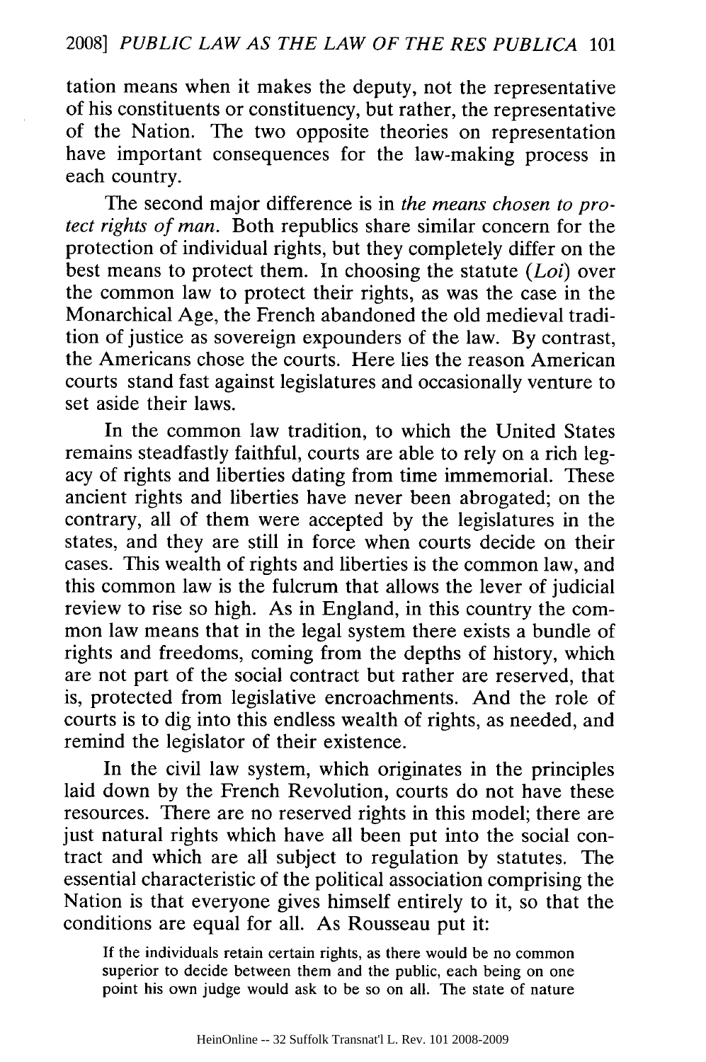tation means when it makes the deputy, not the representative of his constituents or constituency, but rather, the representative of the Nation. The two opposite theories on representation have important consequences for the law-making process in each country.

The second major difference is in *the means chosen to protect rights of man*. Both republics share similar concern for the protection of individual rights, but they completely differ on the best means to protect them. In choosing the statute (*Loi*) over the common law to protect their rights, as was the case in the Monarchical Age, the French abandoned the old medieval tradition of justice as sovereign expounders of the law. By contrast, the Americans chose the courts. Here lies the reason American courts stand fast against legislatures and occasionally venture to set aside their laws.

In the common law tradition, to which the United States remains steadfastly faithful, courts are able to rely on a rich legacy of rights and liberties dating from time immemorial. These ancient rights and liberties have never been abrogated; on the contrary, all of them were accepted by the legislatures in the states, and they are still in force when courts decide on their cases. This wealth of rights and liberties is the common law, and this common law is the fulcrum that allows the lever of judicial review to rise so high. As in England, in this country the common law means that in the legal system there exists a bundle of rights and freedoms, coming from the depths of history, which are not part of the social contract but rather are reserved, that is, protected from legislative encroachments. And the role of courts is to dig into this endless wealth of rights, as needed, and remind the legislator of their existence.

In the civil law system, which originates in the principles laid down by the French Revolution, courts do not have these resources. There are no reserved rights in this model; there are just natural rights which have all been put into the social contract and which are all subject to regulation by statutes. The essential characteristic of the political association comprising the Nation is that everyone gives himself entirely to it, so that the conditions are equal for all. As Rousseau put it:

> If the individuals retain certain rights, as there would be no common superior to decide between them and the public, each being on one point his own judge would ask to be so on all. The state of nature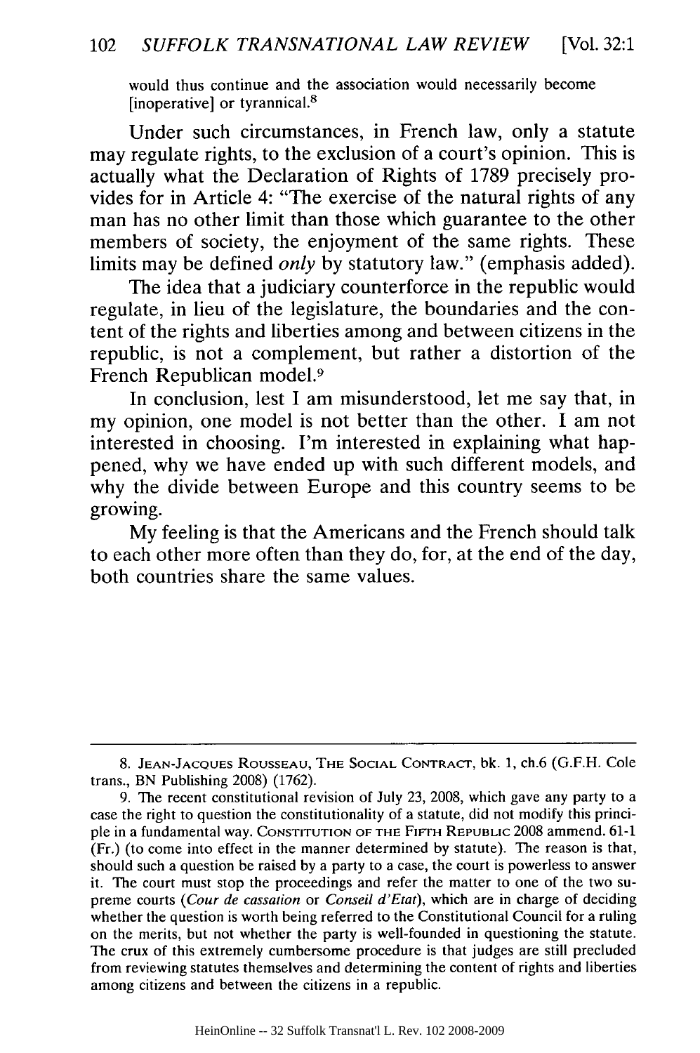would thus continue and the association would necessarily become [inoperative] or tyrannical.[8]

Under such circumstances, in French law, only a statute may regulate rights, to the exclusion of a court's opinion. This is actually what the Declaration of Rights of 1789 precisely provides for in Article 4: "The exercise of the natural rights of any man has no other limit than those which guarantee to the other members of society, the enjoyment of the same rights. These limits may be defined *only* by statutory law." (emphasis added).

The idea that a judiciary counterforce in the republic would regulate, in lieu of the legislature, the boundaries and the content of the rights and liberties among and between citizens in the republic, is not a complement, but rather a distortion of the French Republican model.[9]

In conclusion, lest I am misunderstood, let me say that, in my opinion, one model is not better than the other. I am not interested in choosing. I'm interested in explaining what happened, why we have ended up with such different models, and why the divide between Europe and this country seems to be growing.

My feeling is that the Americans and the French should talk to each other more often than they do, for, at the end of the day, both countries share the same values.

---

8. JEAN-JACQUES ROUSSEAU, THE SOCIAL CONTRACT, bk. 1, ch.6 (G.F.H. Cole trans., BN Publishing 2008) (1762).

9. The recent constitutional revision of July 23, 2008, which gave any party to a case the right to question the constitutionality of a statute, did not modify this principle in a fundamental way. CONSTITUTION OF THE FIFTH REPUBLIC 2008 ammend. 61-1 (Fr.) (to come into effect in the manner determined by statute). The reason is that, should such a question be raised by a party to a case, the court is powerless to answer it. The court must stop the proceedings and refer the matter to one of the two supreme courts (*Cour de cassation* or *Conseil d'Etat*), which are in charge of deciding whether the question is worth being referred to the Constitutional Council for a ruling on the merits, but not whether the party is well-founded in questioning the statute. The crux of this extremely cumbersome procedure is that judges are still precluded from reviewing statutes themselves and determining the content of rights and liberties among citizens and between the citizens in a republic.